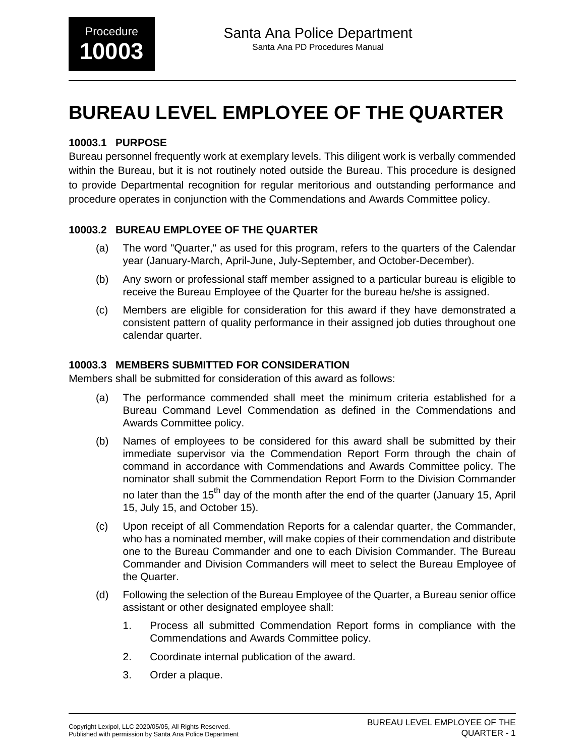# BUREAU LEVEL EMPLOYEE OF THE QUARTER

### 10003.1 PURPOSE

Bureau personnel frequently work at exemplary levels. This diligent work is verbally commended within the Bureau, but it is not routinely noted outside the Bureau. This procedure is designed to provide Departmental recognition for regular meritorious and outstanding performance and procedure operates in conjunction with the Commendations and Awards Committee policy.

### 10003.2 BUREAU EMPLOYEE OF THE QUARTER

(a) The word "Quarter," as used for this program, refers to the quarters of the Calendar year (January-March, April-June, July-September, and October-December).

(b) Any sworn or professional staff member assigned to a particular bureau is eligible to receive the Bureau Employee of the Quarter for the bureau he/she is assigned.

(c) Members are eligible for consideration for this award if they have demonstrated a consistent pattern of quality performance in their assigned job duties throughout one calendar quarter.

### 10003.3 MEMBERS SUBMITTED FOR CONSIDERATION

Members shall be submitted for consideration of this award as follows:

(a) The performance commended shall meet the minimum criteria established for a Bureau Command Level Commendation as defined in the Commendations and Awards Committee policy.

(b) Names of employees to be considered for this award shall be submitted by their immediate supervisor via the Commendation Report Form through the chain of command in accordance with Commendations and Awards Committee policy. The nominator shall submit the Commendation Report Form to the Division Commander no later than the 15th day of the month after the end of the quarter (January 15, April 15, July 15, and October 15).

(c) Upon receipt of all Commendation Reports for a calendar quarter, the Commander, who has a nominated member, will make copies of their commendation and distribute one to the Bureau Commander and one to each Division Commander. The Bureau Commander and Division Commanders will meet to select the Bureau Employee of the Quarter.

(d) Following the selection of the Bureau Employee of the Quarter, a Bureau senior office assistant or other designated employee shall:

1. Process all submitted Commendation Report forms in compliance with the Commendations and Awards Committee policy.

2. Coordinate internal publication of the award.

3. Order a plaque.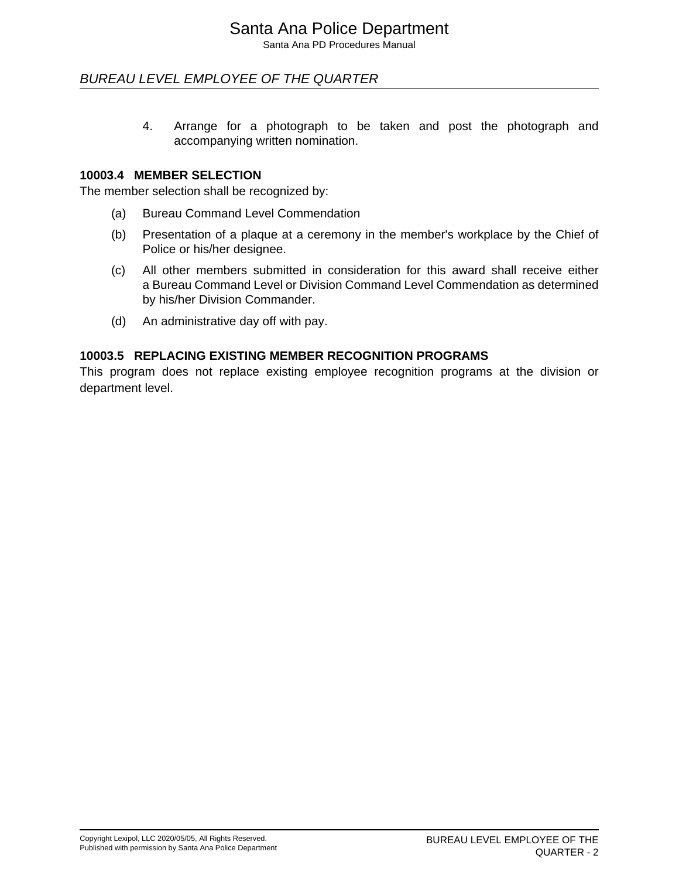4. Arrange for a photograph to be taken and post the photograph and accompanying written nomination.

## 10003.4 MEMBER SELECTION

The member selection shall be recognized by:

(a) Bureau Command Level Commendation

(b) Presentation of a plaque at a ceremony in the member's workplace by the Chief of Police or his/her designee.

(c) All other members submitted in consideration for this award shall receive either a Bureau Command Level or Division Command Level Commendation as determined by his/her Division Commander.

(d) An administrative day off with pay.

## 10003.5 REPLACING EXISTING MEMBER RECOGNITION PROGRAMS

This program does not replace existing employee recognition programs at the division or department level.